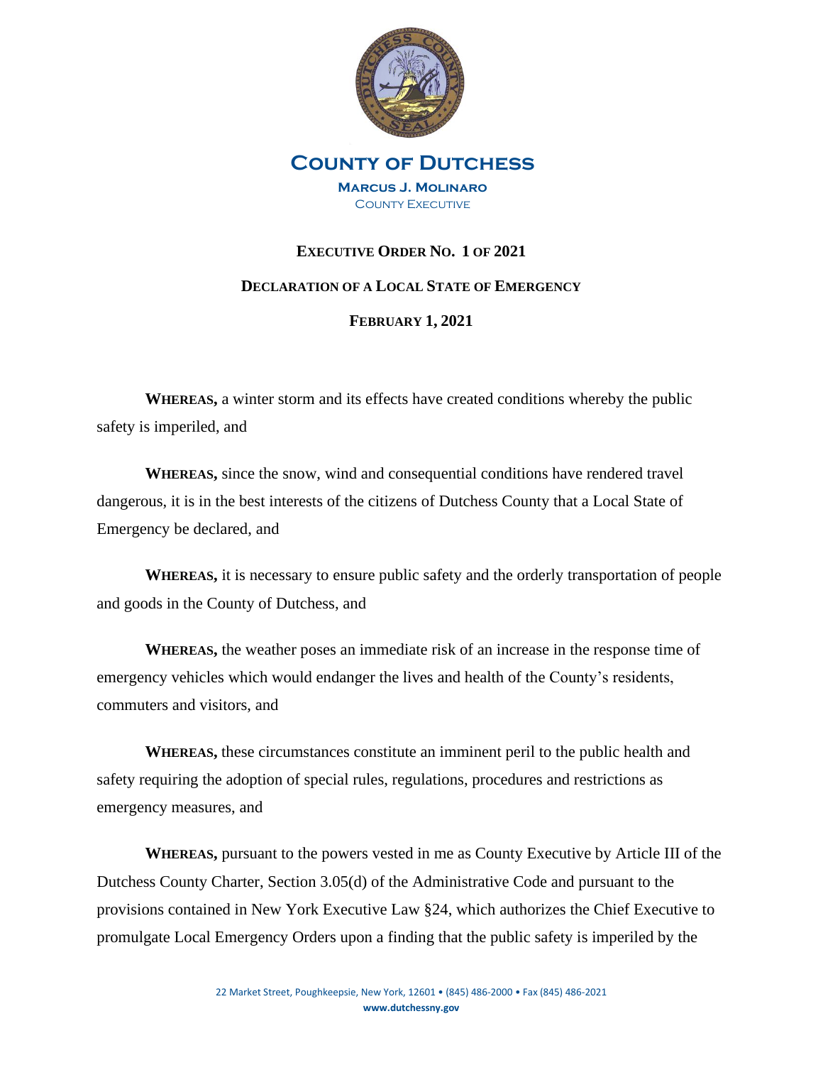# County of Dutchess

**Marcus J. Molinaro**
County Executive

## Executive Order No. 1 of 2021

## Declaration of a Local State of Emergency

## February 1, 2021

**WHEREAS,** a winter storm and its effects have created conditions whereby the public safety is imperiled, and

**WHEREAS,** since the snow, wind and consequential conditions have rendered travel dangerous, it is in the best interests of the citizens of Dutchess County that a Local State of Emergency be declared, and

**WHEREAS,** it is necessary to ensure public safety and the orderly transportation of people and goods in the County of Dutchess, and

**WHEREAS,** the weather poses an immediate risk of an increase in the response time of emergency vehicles which would endanger the lives and health of the County's residents, commuters and visitors, and

**WHEREAS,** these circumstances constitute an imminent peril to the public health and safety requiring the adoption of special rules, regulations, procedures and restrictions as emergency measures, and

**WHEREAS,** pursuant to the powers vested in me as County Executive by Article III of the Dutchess County Charter, Section 3.05(d) of the Administrative Code and pursuant to the provisions contained in New York Executive Law §24, which authorizes the Chief Executive to promulgate Local Emergency Orders upon a finding that the public safety is imperiled by the

22 Market Street, Poughkeepsie, New York, 12601 • (845) 486-2000 • Fax (845) 486-2021
**www.dutchessny.gov**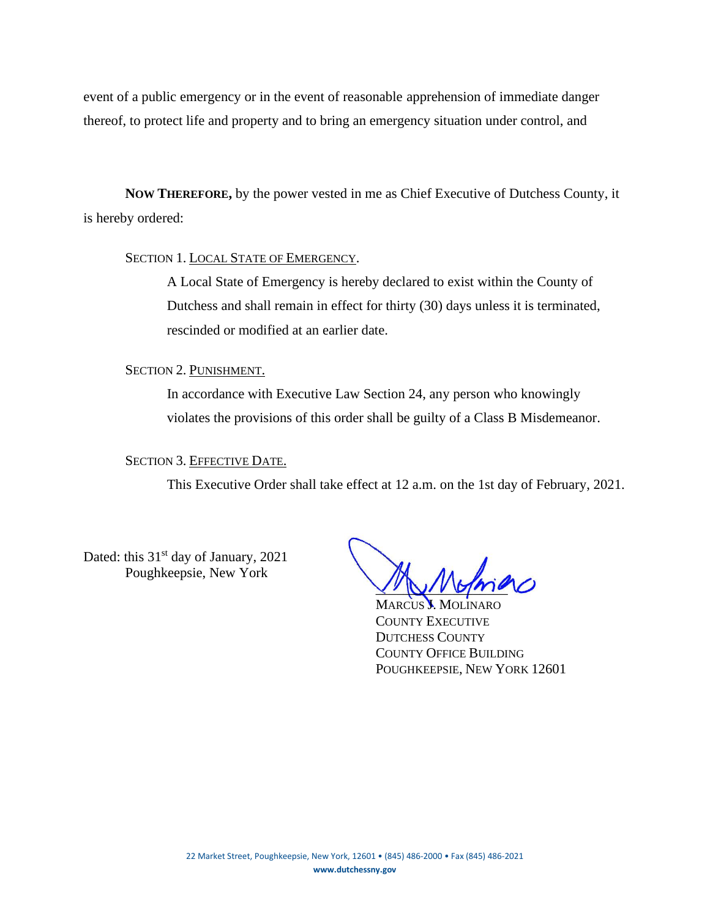event of a public emergency or in the event of reasonable apprehension of immediate danger thereof, to protect life and property and to bring an emergency situation under control, and

**NOW THEREFORE,** by the power vested in me as Chief Executive of Dutchess County, it is hereby ordered:

SECTION 1. LOCAL STATE OF EMERGENCY.

A Local State of Emergency is hereby declared to exist within the County of Dutchess and shall remain in effect for thirty (30) days unless it is terminated, rescinded or modified at an earlier date.

SECTION 2. PUNISHMENT.

In accordance with Executive Law Section 24, any person who knowingly violates the provisions of this order shall be guilty of a Class B Misdemeanor.

SECTION 3. EFFECTIVE DATE.

This Executive Order shall take effect at 12 a.m. on the 1st day of February, 2021.

Dated: this 31st day of January, 2021
Poughkeepsie, New York

MARCUS J. MOLINARO
COUNTY EXECUTIVE
DUTCHESS COUNTY
COUNTY OFFICE BUILDING
POUGHKEEPSIE, NEW YORK 12601

22 Market Street, Poughkeepsie, New York, 12601 • (845) 486-2000 • Fax (845) 486-2021
**www.dutchessny.gov**